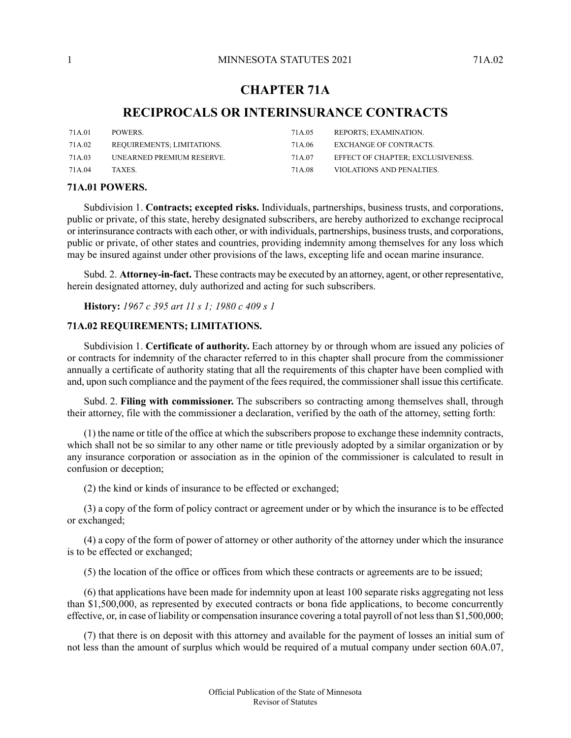# CHAPTER 71A

# RECIPROCALS OR INTERINSURANCE CONTRACTS

| | | | |
|---|---|---|---|
| 71A.01 | POWERS. | 71A.05 | REPORTS; EXAMINATION. |
| 71A.02 | REQUIREMENTS; LIMITATIONS. | 71A.06 | EXCHANGE OF CONTRACTS. |
| 71A.03 | UNEARNED PREMIUM RESERVE. | 71A.07 | EFFECT OF CHAPTER; EXCLUSIVENESS. |
| 71A.04 | TAXES. | 71A.08 | VIOLATIONS AND PENALTIES. |

## 71A.01 POWERS.

Subdivision 1. **Contracts; excepted risks.** Individuals, partnerships, business trusts, and corporations, public or private, of this state, hereby designated subscribers, are hereby authorized to exchange reciprocal or interinsurance contracts with each other, or with individuals, partnerships, business trusts, and corporations, public or private, of other states and countries, providing indemnity among themselves for any loss which may be insured against under other provisions of the laws, excepting life and ocean marine insurance.

Subd. 2. **Attorney-in-fact.** These contracts may be executed by an attorney, agent, or other representative, herein designated attorney, duly authorized and acting for such subscribers.

**History:** *1967 c 395 art 11 s 1; 1980 c 409 s 1*

## 71A.02 REQUIREMENTS; LIMITATIONS.

Subdivision 1. **Certificate of authority.** Each attorney by or through whom are issued any policies of or contracts for indemnity of the character referred to in this chapter shall procure from the commissioner annually a certificate of authority stating that all the requirements of this chapter have been complied with and, upon such compliance and the payment of the fees required, the commissioner shall issue this certificate.

Subd. 2. **Filing with commissioner.** The subscribers so contracting among themselves shall, through their attorney, file with the commissioner a declaration, verified by the oath of the attorney, setting forth:

(1) the name or title of the office at which the subscribers propose to exchange these indemnity contracts, which shall not be so similar to any other name or title previously adopted by a similar organization or by any insurance corporation or association as in the opinion of the commissioner is calculated to result in confusion or deception;

(2) the kind or kinds of insurance to be effected or exchanged;

(3) a copy of the form of policy contract or agreement under or by which the insurance is to be effected or exchanged;

(4) a copy of the form of power of attorney or other authority of the attorney under which the insurance is to be effected or exchanged;

(5) the location of the office or offices from which these contracts or agreements are to be issued;

(6) that applications have been made for indemnity upon at least 100 separate risks aggregating not less than $1,500,000, as represented by executed contracts or bona fide applications, to become concurrently effective, or, in case of liability or compensation insurance covering a total payroll of not less than $1,500,000;

(7) that there is on deposit with this attorney and available for the payment of losses an initial sum of not less than the amount of surplus which would be required of a mutual company under section 60A.07,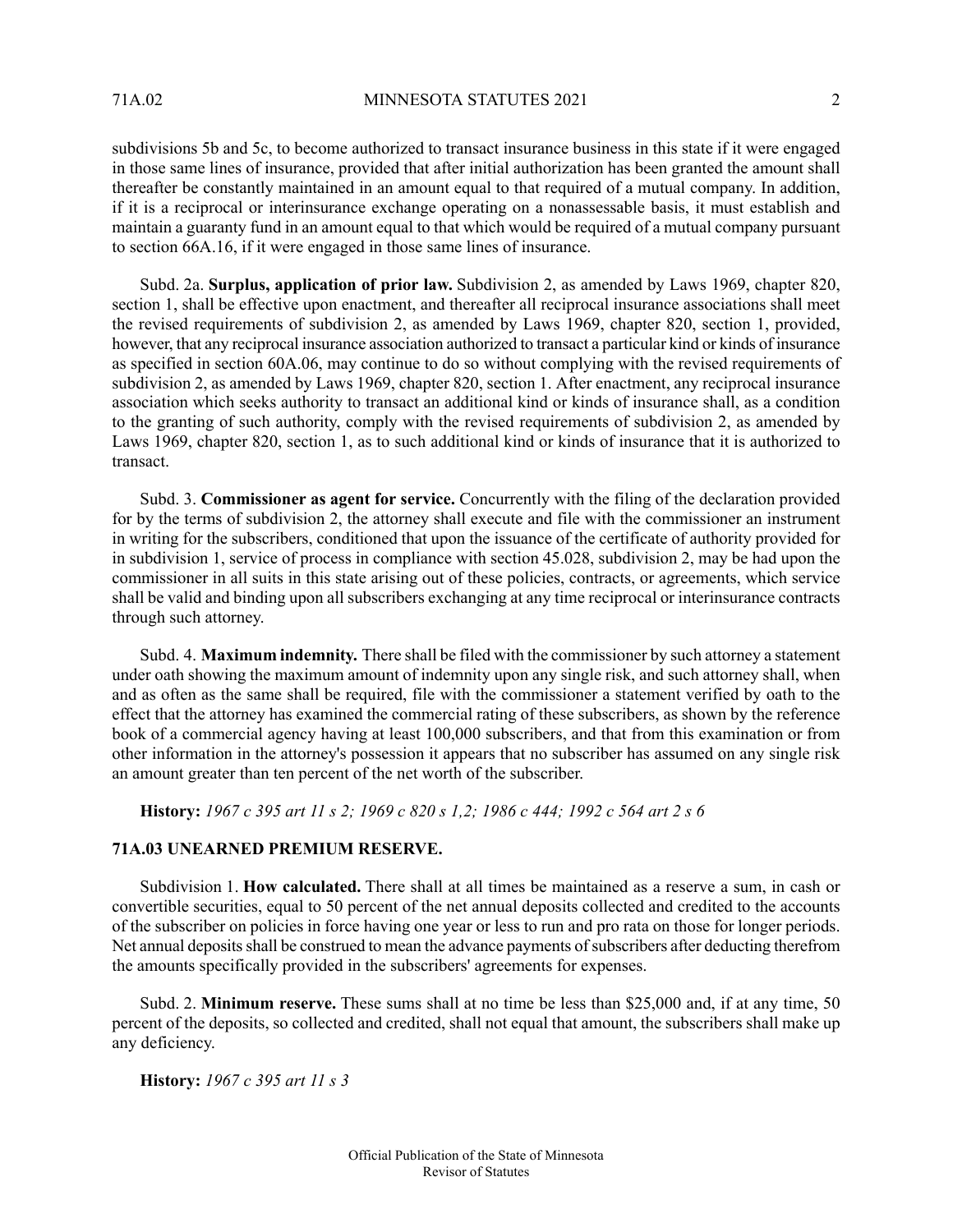subdivisions 5b and 5c, to become authorized to transact insurance business in this state if it were engaged in those same lines of insurance, provided that after initial authorization has been granted the amount shall thereafter be constantly maintained in an amount equal to that required of a mutual company. In addition, if it is a reciprocal or interinsurance exchange operating on a nonassessable basis, it must establish and maintain a guaranty fund in an amount equal to that which would be required of a mutual company pursuant to section 66A.16, if it were engaged in those same lines of insurance.

Subd. 2a. **Surplus, application of prior law.** Subdivision 2, as amended by Laws 1969, chapter 820, section 1, shall be effective upon enactment, and thereafter all reciprocal insurance associations shall meet the revised requirements of subdivision 2, as amended by Laws 1969, chapter 820, section 1, provided, however, that any reciprocal insurance association authorized to transact a particular kind or kinds of insurance as specified in section 60A.06, may continue to do so without complying with the revised requirements of subdivision 2, as amended by Laws 1969, chapter 820, section 1. After enactment, any reciprocal insurance association which seeks authority to transact an additional kind or kinds of insurance shall, as a condition to the granting of such authority, comply with the revised requirements of subdivision 2, as amended by Laws 1969, chapter 820, section 1, as to such additional kind or kinds of insurance that it is authorized to transact.

Subd. 3. **Commissioner as agent for service.** Concurrently with the filing of the declaration provided for by the terms of subdivision 2, the attorney shall execute and file with the commissioner an instrument in writing for the subscribers, conditioned that upon the issuance of the certificate of authority provided for in subdivision 1, service of process in compliance with section 45.028, subdivision 2, may be had upon the commissioner in all suits in this state arising out of these policies, contracts, or agreements, which service shall be valid and binding upon all subscribers exchanging at any time reciprocal or interinsurance contracts through such attorney.

Subd. 4. **Maximum indemnity.** There shall be filed with the commissioner by such attorney a statement under oath showing the maximum amount of indemnity upon any single risk, and such attorney shall, when and as often as the same shall be required, file with the commissioner a statement verified by oath to the effect that the attorney has examined the commercial rating of these subscribers, as shown by the reference book of a commercial agency having at least 100,000 subscribers, and that from this examination or from other information in the attorney's possession it appears that no subscriber has assumed on any single risk an amount greater than ten percent of the net worth of the subscriber.

**History:** *1967 c 395 art 11 s 2; 1969 c 820 s 1,2; 1986 c 444; 1992 c 564 art 2 s 6*

## 71A.03 UNEARNED PREMIUM RESERVE.

Subdivision 1. **How calculated.** There shall at all times be maintained as a reserve a sum, in cash or convertible securities, equal to 50 percent of the net annual deposits collected and credited to the accounts of the subscriber on policies in force having one year or less to run and pro rata on those for longer periods. Net annual deposits shall be construed to mean the advance payments of subscribers after deducting therefrom the amounts specifically provided in the subscribers' agreements for expenses.

Subd. 2. **Minimum reserve.** These sums shall at no time be less than $25,000 and, if at any time, 50 percent of the deposits, so collected and credited, shall not equal that amount, the subscribers shall make up any deficiency.

**History:** *1967 c 395 art 11 s 3*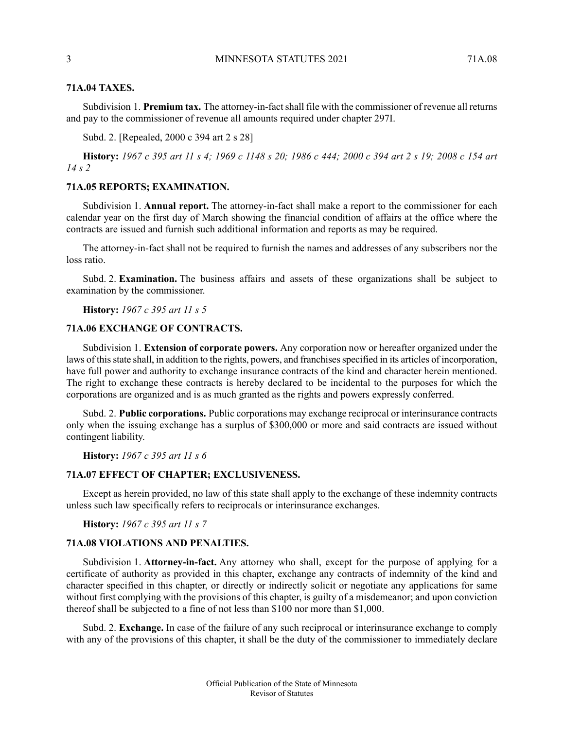### 71A.04 TAXES.

Subdivision 1. **Premium tax.** The attorney-in-fact shall file with the commissioner of revenue all returns and pay to the commissioner of revenue all amounts required under chapter 297I.

Subd. 2. [Repealed, 2000 c 394 art 2 s 28]

**History:** *1967 c 395 art 11 s 4; 1969 c 1148 s 20; 1986 c 444; 2000 c 394 art 2 s 19; 2008 c 154 art 14 s 2*

### 71A.05 REPORTS; EXAMINATION.

Subdivision 1. **Annual report.** The attorney-in-fact shall make a report to the commissioner for each calendar year on the first day of March showing the financial condition of affairs at the office where the contracts are issued and furnish such additional information and reports as may be required.

The attorney-in-fact shall not be required to furnish the names and addresses of any subscribers nor the loss ratio.

Subd. 2. **Examination.** The business affairs and assets of these organizations shall be subject to examination by the commissioner.

**History:** *1967 c 395 art 11 s 5*

### 71A.06 EXCHANGE OF CONTRACTS.

Subdivision 1. **Extension of corporate powers.** Any corporation now or hereafter organized under the laws of this state shall, in addition to the rights, powers, and franchises specified in its articles of incorporation, have full power and authority to exchange insurance contracts of the kind and character herein mentioned. The right to exchange these contracts is hereby declared to be incidental to the purposes for which the corporations are organized and is as much granted as the rights and powers expressly conferred.

Subd. 2. **Public corporations.** Public corporations may exchange reciprocal or interinsurance contracts only when the issuing exchange has a surplus of $300,000 or more and said contracts are issued without contingent liability.

**History:** *1967 c 395 art 11 s 6*

### 71A.07 EFFECT OF CHAPTER; EXCLUSIVENESS.

Except as herein provided, no law of this state shall apply to the exchange of these indemnity contracts unless such law specifically refers to reciprocals or interinsurance exchanges.

**History:** *1967 c 395 art 11 s 7*

### 71A.08 VIOLATIONS AND PENALTIES.

Subdivision 1. **Attorney-in-fact.** Any attorney who shall, except for the purpose of applying for a certificate of authority as provided in this chapter, exchange any contracts of indemnity of the kind and character specified in this chapter, or directly or indirectly solicit or negotiate any applications for same without first complying with the provisions of this chapter, is guilty of a misdemeanor; and upon conviction thereof shall be subjected to a fine of not less than $100 nor more than $1,000.

Subd. 2. **Exchange.** In case of the failure of any such reciprocal or interinsurance exchange to comply with any of the provisions of this chapter, it shall be the duty of the commissioner to immediately declare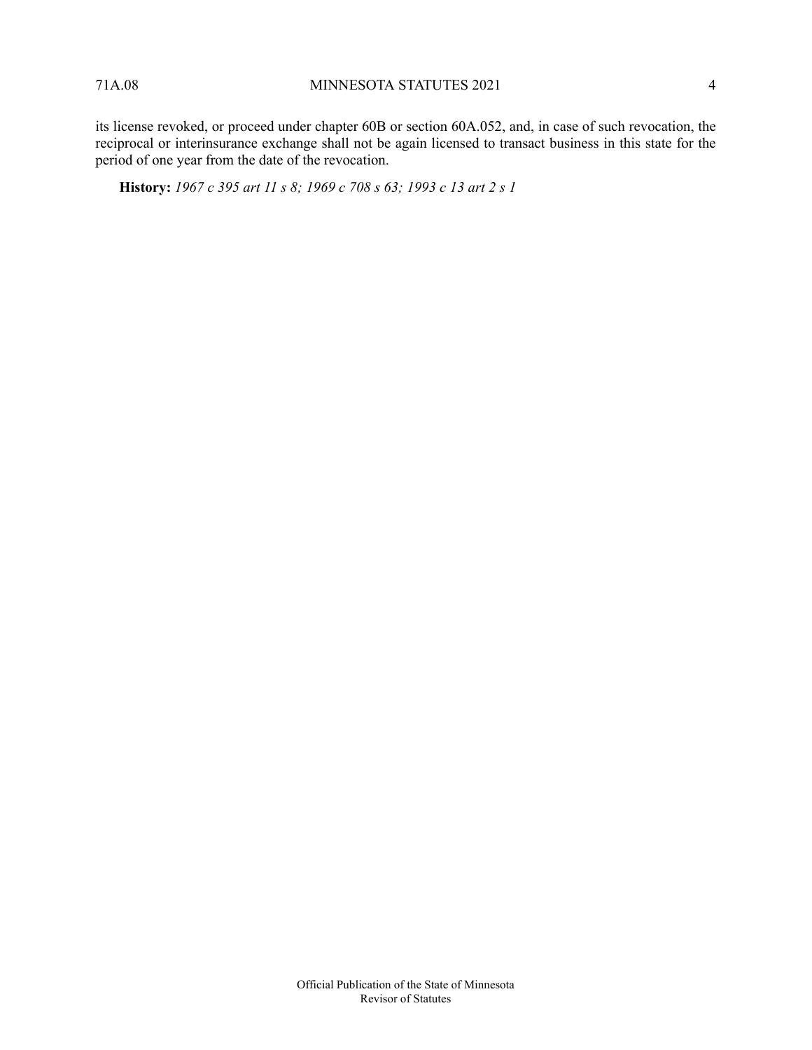its license revoked, or proceed under chapter 60B or section 60A.052, and, in case of such revocation, the reciprocal or interinsurance exchange shall not be again licensed to transact business in this state for the period of one year from the date of the revocation.

**History:** *1967 c 395 art 11 s 8; 1969 c 708 s 63; 1993 c 13 art 2 s 1*